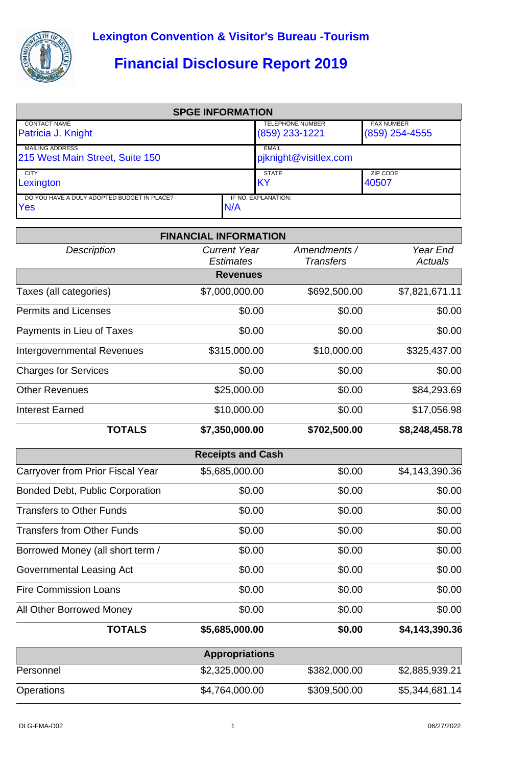# Lexington Convention & Visitor's Bureau -Tourism

## Financial Disclosure Report 2019

| SPGE INFORMATION | | | |
|---|---|---|---|
| CONTACT NAME<br>Patricia J. Knight | | TELEPHONE NUMBER<br>(859) 233-1221 | FAX NUMBER<br>(859) 254-4555 |
| MAILING ADDRESS<br>215 West Main Street, Suite 150 | | EMAIL<br>pjknight@visitlex.com | |
| CITY<br>Lexington | | STATE<br>KY | ZIP CODE<br>40507 |
| DO YOU HAVE A DULY ADOPTED BUDGET IN PLACE?<br>Yes | IF NO, EXPLANATION:<br>N/A | | |

| *Description* | *Current Year Estimates* | *Amendments / Transfers* | *Year End Actuals* |
|---|---|---|---|
| **Revenues** | | | |
| Taxes (all categories) | $7,000,000.00 | $692,500.00 | $7,821,671.11 |
| Permits and Licenses | $0.00 | $0.00 | $0.00 |
| Payments in Lieu of Taxes | $0.00 | $0.00 | $0.00 |
| Intergovernmental Revenues | $315,000.00 | $10,000.00 | $325,437.00 |
| Charges for Services | $0.00 | $0.00 | $0.00 |
| Other Revenues | $25,000.00 | $0.00 | $84,293.69 |
| Interest Earned | $10,000.00 | $0.00 | $17,056.98 |
| **TOTALS** | **$7,350,000.00** | **$702,500.00** | **$8,248,458.78** |
| **Receipts and Cash** | | | |
| Carryover from Prior Fiscal Year | $5,685,000.00 | $0.00 | $4,143,390.36 |
| Bonded Debt, Public Corporation | $0.00 | $0.00 | $0.00 |
| Transfers to Other Funds | $0.00 | $0.00 | $0.00 |
| Transfers from Other Funds | $0.00 | $0.00 | $0.00 |
| Borrowed Money (all short term / | $0.00 | $0.00 | $0.00 |
| Governmental Leasing Act | $0.00 | $0.00 | $0.00 |
| Fire Commission Loans | $0.00 | $0.00 | $0.00 |
| All Other Borrowed Money | $0.00 | $0.00 | $0.00 |
| **TOTALS** | **$5,685,000.00** | **$0.00** | **$4,143,390.36** |
| **Appropriations** | | | |
| Personnel | $2,325,000.00 | $382,000.00 | $2,885,939.21 |
| Operations | $4,764,000.00 | $309,500.00 | $5,344,681.14 |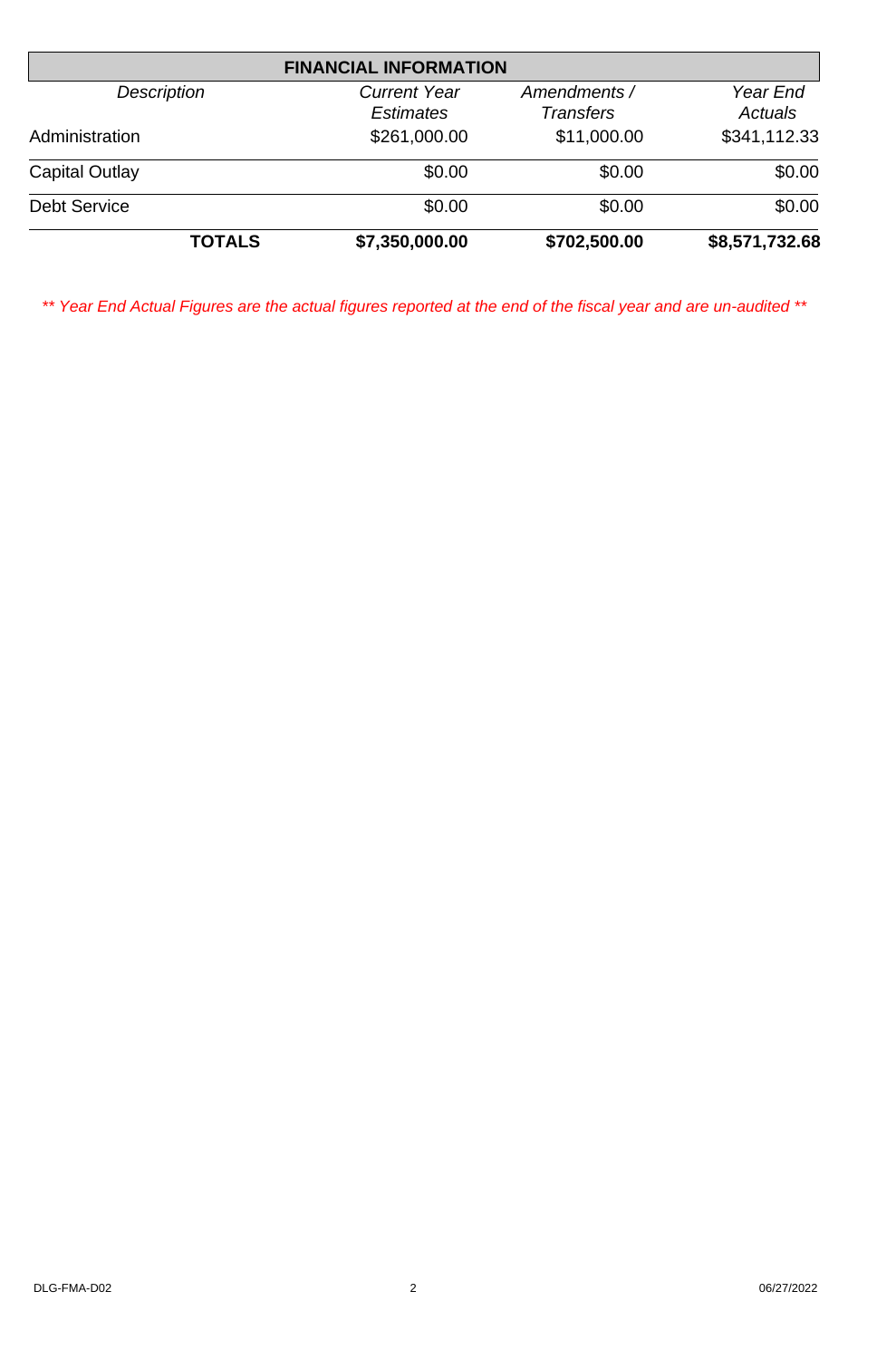| FINANCIAL INFORMATION | | | |
|---|---|---|---|
| *Description* | *Current Year Estimates* | *Amendments / Transfers* | *Year End Actuals* |
| Administration | $261,000.00 | $11,000.00 | $341,112.33 |
| Capital Outlay | $0.00 | $0.00 | $0.00 |
| Debt Service | $0.00 | $0.00 | $0.00 |
| **TOTALS** | **$7,350,000.00** | **$702,500.00** | **$8,571,732.68** |

*** Year End Actual Figures are the actual figures reported at the end of the fiscal year and are un-audited ***

DLG-FMA-D02 06/27/2022